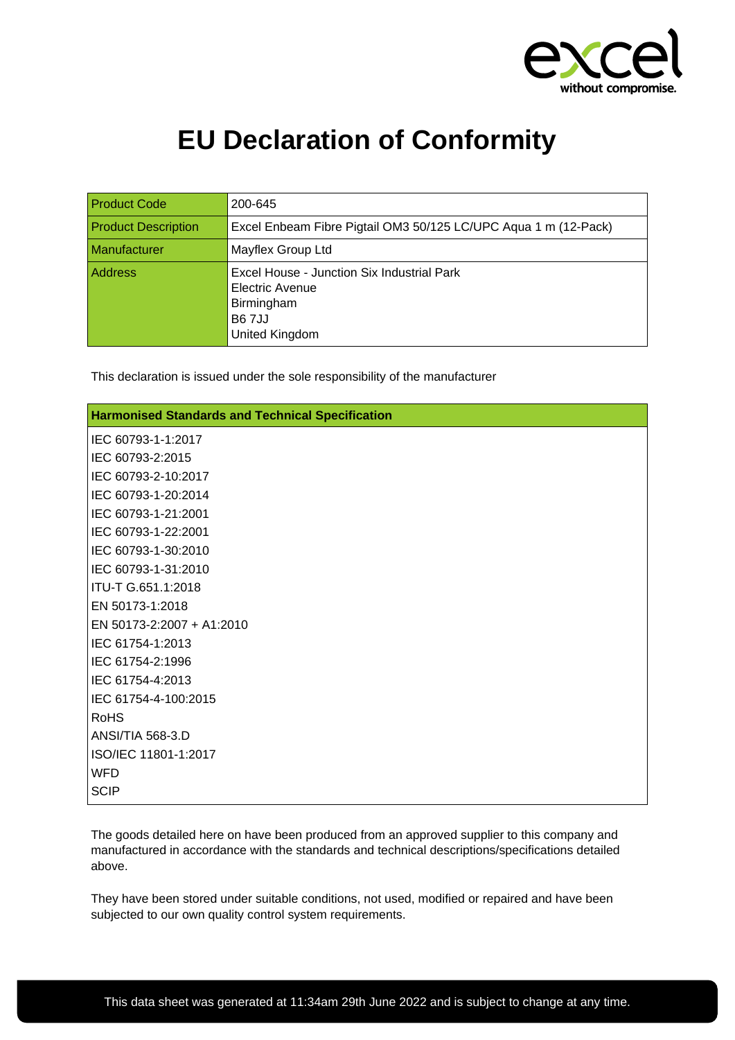# EU Declaration of Conformity

| Product Code | 200-645 |
|---|---|
| Product Description | Excel Enbeam Fibre Pigtail OM3 50/125 LC/UPC Aqua 1 m (12-Pack) |
| Manufacturer | Mayflex Group Ltd |
| Address | Excel House - Junction Six Industrial Park<br>Electric Avenue<br>Birmingham<br>B6 7JJ<br>United Kingdom |

This declaration is issued under the sole responsibility of the manufacturer

| Harmonised Standards and Technical Specification |
|---|
| IEC 60793-1-1:2017 |
| IEC 60793-2:2015 |
| IEC 60793-2-10:2017 |
| IEC 60793-1-20:2014 |
| IEC 60793-1-21:2001 |
| IEC 60793-1-22:2001 |
| IEC 60793-1-30:2010 |
| IEC 60793-1-31:2010 |
| ITU-T G.651.1:2018 |
| EN 50173-1:2018 |
| EN 50173-2:2007 + A1:2010 |
| IEC 61754-1:2013 |
| IEC 61754-2:1996 |
| IEC 61754-4:2013 |
| IEC 61754-4-100:2015 |
| RoHS |
| ANSI/TIA 568-3.D |
| ISO/IEC 11801-1:2017 |
| WFD |
| SCIP |

The goods detailed here on have been produced from an approved supplier to this company and manufactured in accordance with the standards and technical descriptions/specifications detailed above.

They have been stored under suitable conditions, not used, modified or repaired and have been subjected to our own quality control system requirements.

This data sheet was generated at 11:34am 29th June 2022 and is subject to change at any time.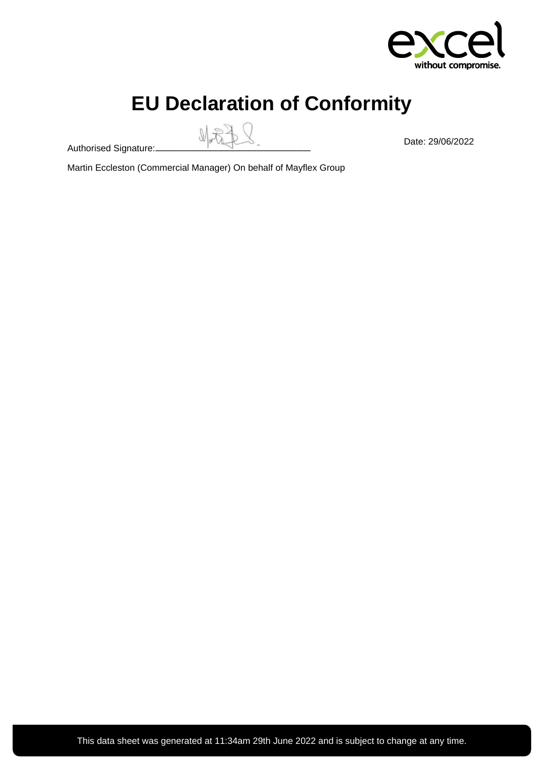# EU Declaration of Conformity

Authorised Signature:\_\_\_\_\_\_\_\_\_\_\_\_\_\_\_\_\_\_\_\_\_\_\_\_\_\_\_\_ Date: 29/06/2022

Martin Eccleston (Commercial Manager) On behalf of Mayflex Group

This data sheet was generated at 11:34am 29th June 2022 and is subject to change at any time.